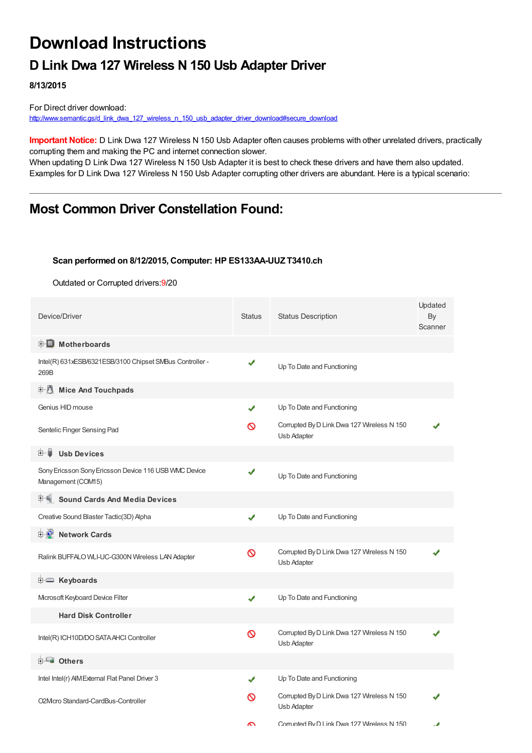# Download Instructions

## D Link Dwa 127 Wireless N 150 Usb Adapter Driver

**8/13/2015**

For Direct driver download:
http://www.semantic.gs/d_link_dwa_127_wireless_n_150_usb_adapter_driver_download#secure_download

**Important Notice:** D Link Dwa 127 Wireless N 150 Usb Adapter often causes problems with other unrelated drivers, practically corrupting them and making the PC and internet connection slower.
When updating D Link Dwa 127 Wireless N 150 Usb Adapter it is best to check these drivers and have them also updated. Examples for D Link Dwa 127 Wireless N 150 Usb Adapter corrupting other drivers are abundant. Here is a typical scenario:

---

## Most Common Driver Constellation Found:

**Scan performed on 8/12/2015, Computer: HP ES133AA-UUZ T3410.ch**

Outdated or Corrupted drivers:9/20

| Device/Driver | Status | Status Description | Updated By Scanner |
|---|---|---|---|
| **Motherboards** | | | |
| Intel(R) 631xESB/6321ESB/3100 Chipset SMBus Controller - 269B | ✔ | Up To Date and Functioning | |
| **Mice And Touchpads** | | | |
| Genius HID mouse | ✔ | Up To Date and Functioning | |
| Sentelic Finger Sensing Pad | 🚫 | Corrupted By D Link Dwa 127 Wireless N 150 Usb Adapter | ✔ |
| **Usb Devices** | | | |
| Sony Ericsson Sony Ericsson Device 116 USB WMC Device Management (COM15) | ✔ | Up To Date and Functioning | |
| **Sound Cards And Media Devices** | | | |
| Creative Sound Blaster Tactic(3D) Alpha | ✔ | Up To Date and Functioning | |
| **Network Cards** | | | |
| Ralink BUFFALO WLI-UC-G300N Wireless LAN Adapter | 🚫 | Corrupted By D Link Dwa 127 Wireless N 150 Usb Adapter | ✔ |
| **Keyboards** | | | |
| Microsoft Keyboard Device Filter | ✔ | Up To Date and Functioning | |
| **Hard Disk Controller** | | | |
| Intel(R) ICH10D/DO SATA AHCI Controller | 🚫 | Corrupted By D Link Dwa 127 Wireless N 150 Usb Adapter | ✔ |
| **Others** | | | |
| Intel Intel(r) AIM External Flat Panel Driver 3 | ✔ | Up To Date and Functioning | |
| O2Micro Standard-CardBus-Controller | 🚫 | Corrupted By D Link Dwa 127 Wireless N 150 Usb Adapter | ✔ |
| | 🚫 | Corrupted By D Link Dwa 127 Wireless N 150 | ✔ |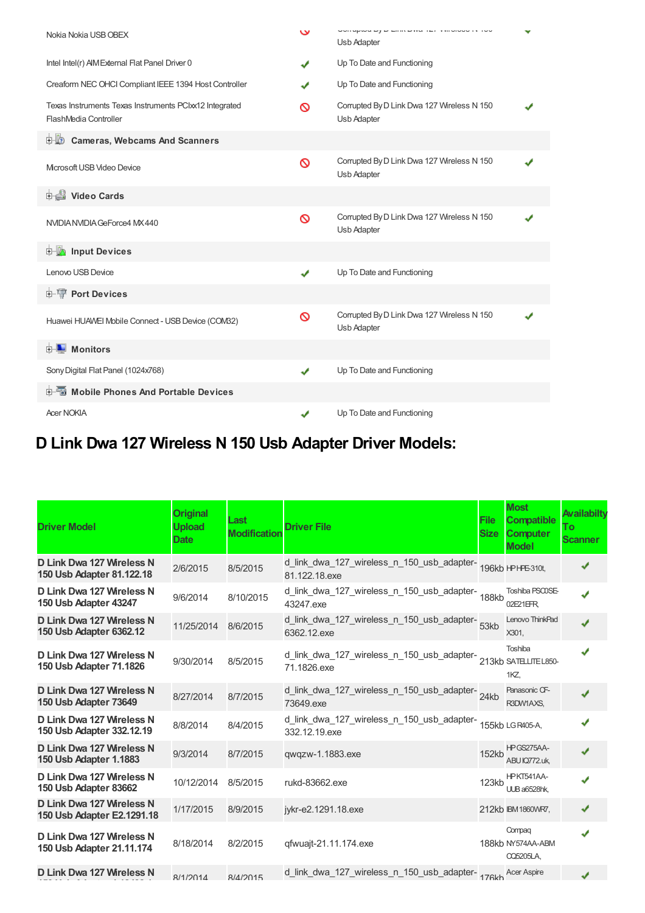| | | | |
|---|---|---|---|
| Nokia Nokia USB OBEX | 🚫 | Corrupted By D Link Dwa 127 Wireless N 150 Usb Adapter | ✔ |
| Intel Intel(r) AIM External Flat Panel Driver 0 | ✔ | Up To Date and Functioning | |
| Creaform NEC OHCI Compliant IEEE 1394 Host Controller | ✔ | Up To Date and Functioning | |
| Texas Instruments Texas Instruments PCIxx12 Integrated FlashMedia Controller | 🚫 | Corrupted By D Link Dwa 127 Wireless N 150 Usb Adapter | ✔ |
| **Cameras, Webcams And Scanners** | | | |
| Microsoft USB Video Device | 🚫 | Corrupted By D Link Dwa 127 Wireless N 150 Usb Adapter | ✔ |
| **Video Cards** | | | |
| NVIDIA NVIDIA GeForce4 MX 440 | 🚫 | Corrupted By D Link Dwa 127 Wireless N 150 Usb Adapter | ✔ |
| **Input Devices** | | | |
| Lenovo USB Device | ✔ | Up To Date and Functioning | |
| **Port Devices** | | | |
| Huawei HUAWEI Mobile Connect - USB Device (COM32) | 🚫 | Corrupted By D Link Dwa 127 Wireless N 150 Usb Adapter | ✔ |
| **Monitors** | | | |
| Sony Digital Flat Panel (1024x768) | ✔ | Up To Date and Functioning | |
| **Mobile Phones And Portable Devices** | | | |
| Acer NOKIA | ✔ | Up To Date and Functioning | |

# D Link Dwa 127 Wireless N 150 Usb Adapter Driver Models:

| Driver Model | Original Upload Date | Last Modification | Driver File | File Size | Most Compatible Computer Model | Availabilty To Scanner |
|---|---|---|---|---|---|---|
| **D Link Dwa 127 Wireless N 150 Usb Adapter 81.122.18** | 2/6/2015 | 8/5/2015 | d_link_dwa_127_wireless_n_150_usb_adapter-81.122.18.exe | 196kb | HP HPE-310t, | ✔ |
| **D Link Dwa 127 Wireless N 150 Usb Adapter 43247** | 9/6/2014 | 8/10/2015 | d_link_dwa_127_wireless_n_150_usb_adapter-43247.exe | 188kb | Toshiba PSC0SE-02E21EFR, | ✔ |
| **D Link Dwa 127 Wireless N 150 Usb Adapter 6362.12** | 11/25/2014 | 8/6/2015 | d_link_dwa_127_wireless_n_150_usb_adapter-6362.12.exe | 53kb | Lenovo ThinkPad X301, | ✔ |
| **D Link Dwa 127 Wireless N 150 Usb Adapter 71.1826** | 9/30/2014 | 8/5/2015 | d_link_dwa_127_wireless_n_150_usb_adapter-71.1826.exe | 213kb | Toshiba SATELLITE L850-1KZ, | ✔ |
| **D Link Dwa 127 Wireless N 150 Usb Adapter 73649** | 8/27/2014 | 8/7/2015 | d_link_dwa_127_wireless_n_150_usb_adapter-73649.exe | 24kb | Panasonic CF-R3DW1AXS, | ✔ |
| **D Link Dwa 127 Wireless N 150 Usb Adapter 332.12.19** | 8/8/2014 | 8/4/2015 | d_link_dwa_127_wireless_n_150_usb_adapter-332.12.19.exe | 155kb | LG R405-A, | ✔ |
| **D Link Dwa 127 Wireless N 150 Usb Adapter 1.1883** | 9/3/2014 | 8/7/2015 | qwqzw-1.1883.exe | 152kb | HP GS275AA-ABU IQ772.uk, | ✔ |
| **D Link Dwa 127 Wireless N 150 Usb Adapter 83662** | 10/12/2014 | 8/5/2015 | rukd-83662.exe | 123kb | HP KT541AA-UUB a6528hk, | ✔ |
| **D Link Dwa 127 Wireless N 150 Usb Adapter E2.1291.18** | 1/17/2015 | 8/9/2015 | jykr-e2.1291.18.exe | 212kb | IBM 1860WR7, | ✔ |
| **D Link Dwa 127 Wireless N 150 Usb Adapter 21.11.174** | 8/18/2014 | 8/2/2015 | qfwuajt-21.11.174.exe | 188kb | Compaq NY574AA-ABM CQ5205LA, | ✔ |
| **D Link Dwa 127 Wireless N** | 8/1/2014 | 8/4/2015 | d_link_dwa_127_wireless_n_150_usb_adapter- | 176kb | Acer Aspire | ✔ |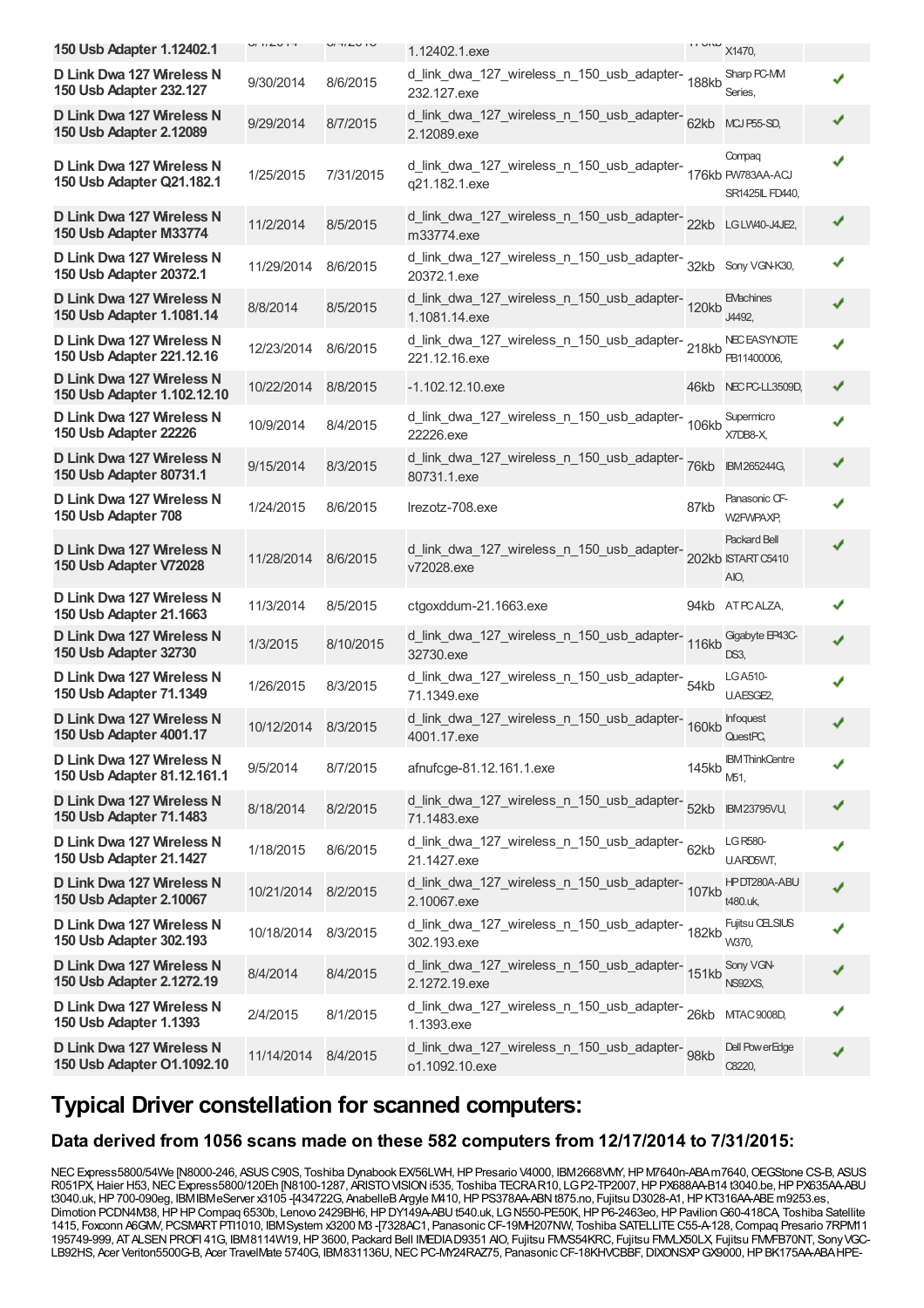| | | | | | | |
|---|---|---|---|---|---|---|
| 150 Usb Adapter 1.12402.1 | | | 1.12402.1.exe | | X1470, | |
| D Link Dwa 127 Wireless N 150 Usb Adapter 232.127 | 9/30/2014 | 8/6/2015 | d_link_dwa_127_wireless_n_150_usb_adapter-232.127.exe | 188kb | Sharp PC-MM Series, | ✔ |
| D Link Dwa 127 Wireless N 150 Usb Adapter 2.12089 | 9/29/2014 | 8/7/2015 | d_link_dwa_127_wireless_n_150_usb_adapter-2.12089.exe | 62kb | MCJ P55-SD, | ✔ |
| D Link Dwa 127 Wireless N 150 Usb Adapter Q21.182.1 | 1/25/2015 | 7/31/2015 | d_link_dwa_127_wireless_n_150_usb_adapter-q21.182.1.exe | 176kb | Compaq PW783AA-ACJ SR1425IL FD440, | ✔ |
| D Link Dwa 127 Wireless N 150 Usb Adapter M33774 | 11/2/2014 | 8/5/2015 | d_link_dwa_127_wireless_n_150_usb_adapter-m33774.exe | 22kb | LG LW40-J4JE2, | ✔ |
| D Link Dwa 127 Wireless N 150 Usb Adapter 20372.1 | 11/29/2014 | 8/6/2015 | d_link_dwa_127_wireless_n_150_usb_adapter-20372.1.exe | 32kb | Sony VGN-K30, | ✔ |
| D Link Dwa 127 Wireless N 150 Usb Adapter 1.1081.14 | 8/8/2014 | 8/5/2015 | d_link_dwa_127_wireless_n_150_usb_adapter-1.1081.14.exe | 120kb | EMachines J4492, | ✔ |
| D Link Dwa 127 Wireless N 150 Usb Adapter 221.12.16 | 12/23/2014 | 8/6/2015 | d_link_dwa_127_wireless_n_150_usb_adapter-221.12.16.exe | 218kb | NEC EASYNOTE PB11400006, | ✔ |
| D Link Dwa 127 Wireless N 150 Usb Adapter 1.102.12.10 | 10/22/2014 | 8/8/2015 | -1.102.12.10.exe | 46kb | NEC PC-LL3509D, | ✔ |
| D Link Dwa 127 Wireless N 150 Usb Adapter 22226 | 10/9/2014 | 8/4/2015 | d_link_dwa_127_wireless_n_150_usb_adapter-22226.exe | 106kb | Supermicro X7DB8-X, | ✔ |
| D Link Dwa 127 Wireless N 150 Usb Adapter 80731.1 | 9/15/2014 | 8/3/2015 | d_link_dwa_127_wireless_n_150_usb_adapter-80731.1.exe | 76kb | IBM 265244G, | ✔ |
| D Link Dwa 127 Wireless N 150 Usb Adapter 708 | 1/24/2015 | 8/6/2015 | lrezotz-708.exe | 87kb | Panasonic CF-W2FWPAXP, | ✔ |
| D Link Dwa 127 Wireless N 150 Usb Adapter V72028 | 11/28/2014 | 8/6/2015 | d_link_dwa_127_wireless_n_150_usb_adapter-v72028.exe | 202kb | Packard Bell ISTART C5410 AIO, | ✔ |
| D Link Dwa 127 Wireless N 150 Usb Adapter 21.1663 | 11/3/2014 | 8/5/2015 | ctgoxddum-21.1663.exe | 94kb | AT PC ALZA, | ✔ |
| D Link Dwa 127 Wireless N 150 Usb Adapter 32730 | 1/3/2015 | 8/10/2015 | d_link_dwa_127_wireless_n_150_usb_adapter-32730.exe | 116kb | Gigabyte EP43C-DS3, | ✔ |
| D Link Dwa 127 Wireless N 150 Usb Adapter 71.1349 | 1/26/2015 | 8/3/2015 | d_link_dwa_127_wireless_n_150_usb_adapter-71.1349.exe | 54kb | LG A510-U.AESGE2, | ✔ |
| D Link Dwa 127 Wireless N 150 Usb Adapter 4001.17 | 10/12/2014 | 8/3/2015 | d_link_dwa_127_wireless_n_150_usb_adapter-4001.17.exe | 160kb | Infoquest QuestPC, | ✔ |
| D Link Dwa 127 Wireless N 150 Usb Adapter 81.12.161.1 | 9/5/2014 | 8/7/2015 | afnufcge-81.12.161.1.exe | 145kb | IBM ThinkCentre M51, | ✔ |
| D Link Dwa 127 Wireless N 150 Usb Adapter 71.1483 | 8/18/2014 | 8/2/2015 | d_link_dwa_127_wireless_n_150_usb_adapter-71.1483.exe | 52kb | IBM 23795VU, | ✔ |
| D Link Dwa 127 Wireless N 150 Usb Adapter 21.1427 | 1/18/2015 | 8/6/2015 | d_link_dwa_127_wireless_n_150_usb_adapter-21.1427.exe | 62kb | LG R580-U.ARD5WT, | ✔ |
| D Link Dwa 127 Wireless N 150 Usb Adapter 2.10067 | 10/21/2014 | 8/2/2015 | d_link_dwa_127_wireless_n_150_usb_adapter-2.10067.exe | 107kb | HP DT280A-ABU t480.uk, | ✔ |
| D Link Dwa 127 Wireless N 150 Usb Adapter 302.193 | 10/18/2014 | 8/3/2015 | d_link_dwa_127_wireless_n_150_usb_adapter-302.193.exe | 182kb | Fujitsu CELSIUS W370, | ✔ |
| D Link Dwa 127 Wireless N 150 Usb Adapter 2.1272.19 | 8/4/2014 | 8/4/2015 | d_link_dwa_127_wireless_n_150_usb_adapter-2.1272.19.exe | 151kb | Sony VGN-NS92XS, | ✔ |
| D Link Dwa 127 Wireless N 150 Usb Adapter 1.1393 | 2/4/2015 | 8/1/2015 | d_link_dwa_127_wireless_n_150_usb_adapter-1.1393.exe | 26kb | MTAC 9008D, | ✔ |
| D Link Dwa 127 Wireless N 150 Usb Adapter O1.1092.10 | 11/14/2014 | 8/4/2015 | d_link_dwa_127_wireless_n_150_usb_adapter-o1.1092.10.exe | 98kb | Dell PowerEdge C8220, | ✔ |

## Typical Driver constellation for scanned computers:

### Data derived from 1056 scans made on these 582 computers from 12/17/2014 to 7/31/2015:

NEC Express5800/54We [N8000-246, ASUS C90S, Toshiba Dynabook EX/56LWH, HP Presario V4000, IBM 2668VMY, HP M7640n-ABA m7640, OEGStone CS-B, ASUS R051PX, Haier H53, NEC Express5800/120Eh [N8100-1287, ARISTO VISION i535, Toshiba TECRA R10, LG P2-TP2007, HP PX688AA-B14 t3040.be, HP PX635AA-ABU t3040.uk, HP 700-090eg, IBM IBM eServer x3105 -[434722G, AnabelleB Argyle M410, HP PS378AA-ABN t875.no, Fujitsu D3028-A1, HP KT316AA-ABE m9253.es, Dimotion PCDN4M38, HP HP Compaq 6530b, Lenovo 2429BH6, HP DY149A-ABU t540.uk, LG N550-PE50K, HP P6-2463eo, HP Pavilion G60-418CA, Toshiba Satellite 1415, Foxconn A6GMV, PCSMART PTI1010, IBM System x3200 M3 -[7328AC1, Panasonic CF-19MH207NW, Toshiba SATELLITE C55-A-128, Compaq Presario 7RPM11 195749-999, AT ALSEN PROFI 41G, IBM 8114W19, HP 3600, Packard Bell IMEDIA D9351 AIO, Fujitsu FMVS54KRC, Fujitsu FMLX50LX, Fujitsu FMVFB70NT, Sony VGC-LB92HS, Acer Veriton5500G-B, Acer TravelMate 5740G, IBM 831136U, NEC PC-MY24RAZ75, Panasonic CF-18KHVCBBF, DIXONSXP GX9000, HP BK175AA-ABA HPE-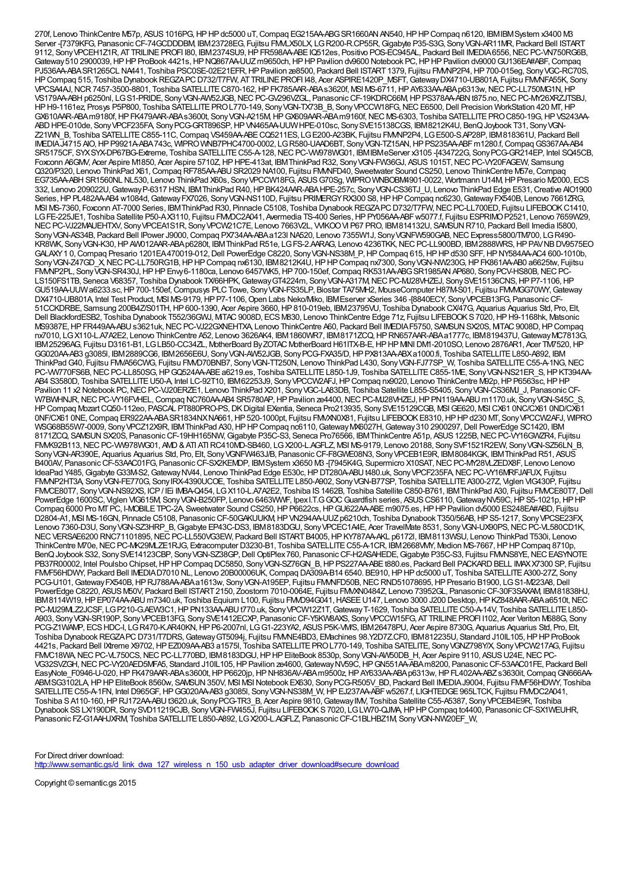270f, Lenovo ThinkCentre M57p, ASUS 1016PG, HP HP dc5000 uT, Compaq EG215AA-ABG SR1660AN AN540, HP HP Compaq n6120, IBM IBM System x3400 M3 Server -[7379KFG, Panasonic CF-74GCDDDBM, IBM 23728EG, Fujitsu FMVLX50LX, LG R200-R.CP55R, Gigabyte P35-S3G, Sony VGN-AR11MR, Packard Bell ISTART 9112, Sony VPCEH1Z1R, AT TRILINE PROFI I80, IBM 2374SU9, HP FR598AA-ABE IQ512es, Positivo POS-EC945AL, Packard Bell IMEDIA 6556, NEC PC-VN750RG6B, Gateway 510 2900039, HP HP ProBook 4421s, HP NQ867AA-UUZ m9650ch, HP HP Pavilion dv9600 Notebook PC, HP HP Pavilion dv9000 GU136EA#ABF, Compaq PJ536AA-ABA SR1265CL NA441, Toshiba PSC0SE-02E21EFR, HP Pavilion ze8500, Packard Bell ISTART 1379, Fujitsu FMVNP2P4, HP 700-015eg, Sony VGC-RC70S, HP Compaq 515, Toshiba Dynabook REGZA PC D732/T7FW, AT TRILINE PROFI I48, Acer ASPIRE1420P_MSFT, Gateway DX4710-UB801A, Fujitsu FMVNFA55K, Sony VPCSA4AJ, NCR 7457-3500-8801, Toshiba SATELLITE C870-162, HP FK785AAR-ABA s3620f, MSI MS-6711, HP AY633AA-ABA p6313w, NEC PC-LL750MG1N, HP VS179AA-ABH p6250nl, LG S1-PRIDE, Sony VGN-AW52JGB, NEC PC-GV296VZGL, Panasonic CF-19KDRC66M, HP PS378AA-ABN t875.no, NEC PC-MY26XRZJTSBJ, HP H9-1161ez, Prosys P5P800, Toshiba SATELLITE PRO L770-149, Sony VGN-TX73B_B, Sony VPCCW18FG, NEC E6500, Dell Precision WorkStation 420 MT, HP GX610AAR-ABA m9180f, HP FK479AAR-ABA s3600t, Sony VGN-A215M, HP GX609AAR-ABA m9160f, NEC MS-6303, Toshiba SATELLITE PRO C850-19G, HP VS243AA-ABD HPE-010de, Sony VPCF235FA, Sony PCG-GRT896SP, HP VN465AA-UUW HPE-010sc, Sony SVE15138CGS, IBM 8212K4U, BenQ Joybook T31, Sony VGN-Z21WN_B, Toshiba SATELLITE C855-11C, Compaq VS459AA-ABE CQ5211ES, LG E200-A23BK, Fujitsu FMVNP2P4, LG E500-S.AP28P, IBM 818361U, Packard Bell IMEDIA J4715 AIO, HP P9921A-ABA 743c, WIPRO WNB7PHC4700-0002, LG R580-UAAD6BT, Sony VGN-TZ15AN, HP PS235AA-ABF m1280.f, Compaq GS367AA-AB4 SR5175CF, SYX SYX-DP67BG-Extreme, Toshiba SATELLITE C55-A-128, NEC PC-VW978WG01, IBM IBM eServer x3105 -[434722G, Sony PCG-GR214EP, Intel SQ45CB, Foxconn A6GMV, Acer Aspire M1850, Acer Aspire 5710Z, HP HPE-413at, IBM ThinkPad R32, Sony VGN-FW36GJ, ASUS 1015T, NEC PC-VY20FAGEW, Samsung Q320/P320, Lenovo ThinkPad X61, Compaq RF785AA-ABU SR2029 NA100, Fujitsu FMVNFD40, Sweetwater Sound CS250, Lenovo ThinkCentre M57e, Compaq EG735AA-ABH SR1560NL NL530, Lenovo ThinkPad X60s, Sony VPCCW18FG, ASUS G70Sg, WIPRO WNBOBM4901-0022, Wortmann U14M, HP Presario M2000, ECS 332, Lenovo 209022U, Gateway P-6317 HSN, IBM ThinkPad R40, HP BK424AAR-ABA HPE-257c, Sony VGN-CS36TJ_U, Lenovo ThinkPad Edge E531, Creative AIO1900 Series, HP PL482AA-AB4 w1084d, Gateway FX7026, Sony VGN-NS110D, Fujitsu PRIMERGY RX300 S8, HP HP Compaq nc6230, Gateway FX540B, Lenovo 7661ZRG, MSI MS-7360, Foxconn AT-7000 Series, IBM ThinkPad R30, Pinnacle C5108, Toshiba Dynabook REGZA PC D732/T7FW, NEC PC-LL700ED, Fujitsu LIFEBOOK C1410, LG FE-225JE1, Toshiba Satellite P50-A X3110, Fujitsu FMVDC2A041, Avermedia TS-400 Series, HP PY056AA-ABF w5077.f, Fujitsu ESPRIMO P2521, Lenovo 7659W29, NEC PC-VJ22MAUEHTXV, Sony VPCEA1S1R, Sony VPCW21C7E, Lenovo 7663V2L, VVIKOO VI P67 PRO, IBM 814132U, SAMSUN R710, Packard Bell Imedia I5800, Sony VGN-AS34B, Packard Bell IPower J9000, Compaq PX734AA-ABA a123l NA520, Lenovo 7355W1J, Sony VGNFW590GAB, NEC Express5800/TM700, LG R490-KR8WK, Sony VGN-K30, HP AW012AAR-ABA p6280t, IBM ThinkPad R51e, LG FS-2.AARAG, Lenovo 4236TKK, NEC PC-LL900BD, IBM 2888WRS, HP PAV NB DV9575EO GALAXY 1 0, Compaq Presario 1201EA 470019-012, Dell PowerEdge C8220, Sony VGN-NS38M_P, HP Compaq 615, HP HP d530 SFF, HP NY584AA-AC4 600-1010b, Sony VGN-Z47GD_X, NEC PC-LL750RG1B, HP HP Compaq nx6130, IBM 8212K4U, HP HP Compaq nx7300, Sony VGN-NW230G, HP FK861AA-AB0 a6625tw, Fujitsu FMVNP2PL, Sony VGN-SR430J, HP HP Envy 6-1180ca, Lenovo 6457WK5, HP 700-150ef, Compaq RK531AA-ABG SR1985AN AP680, Sony PCV-HS80B, NEC PC-LS150FS1TB, Seneca V68357, Toshiba Dynabook TX/66HPK, Gateway GT4224m, Sony VGN-A317M, NEC PC-MJ28VHZEJ, Sony SVE15136CNS, HP P7-1106, HP GU519AA-UUW a6233.sc, HP 700-150ef, Compusys PLC Towe, Sony VGN-FS35LP, Biostar TA75MH2, MouseComputer H87M-S01, Fujitsu FMVMGG70WY, Gateway DX4710-UB801A, Intel Test Product, MSI MS-9179, HP P7-1106, Open Labs Neko/Miko, IBM Eserver xSeries 346 -[8840ECY, Sony VPCEB13FG, Panasonic CF-51CCKDRBE, Samsung 200B4Z/S01TH, HP 600-1390, Acer Aspire 3660, HP 810-019eb, IBM 23795VU, Toshiba Dynabook CX/47G, Aquarius Aquarius Std, Pro, Elt, Dell BlackfordESB2, Toshiba Dynabook T552/36GWJ, MITAC 9008D, ECS M830, Lenovo ThinkCentre Edge 71z, Fujitsu LIFEBOOK S 7020, HP H9-1168hk, Matsonic MS9387E, HP FR449AA-ABU s3621uk, NEC PC-VJ22GXNEHTXA, Lenovo ThinkCentre A60, Packard Bell IMEDIA F5750, SAMSUN SX20S, MITAC 9008D, HP Compaq nx7010, LG X110-L.A7A2E2, Lenovo ThinkCentre A52, Lenovo 3626AK4, IBM 1860WR7, IBM 8171ZCQ, HP RN657AAR-ABA a1777c, IBM 819437U, Gateway MC7813G, IBM 25296AG, Fujitsu D3161-B1, LG LB50-CC34ZL, MotherBoard By ZOTAC MotherBoard H61ITX-B-E, HP HP MINI DM1-2010SO, Lenovo 2876AR1, Acer TM7520, HP GG020AA-AB3 g3085l, IBM 2889CG6, IBM 2656E6U, Sony VGN-AW52JGB, Sony PCG-FXA35/D, HP PX813AA-ABX a1000.fi, Toshiba SATELLITE L850-A892, IBM ThinkPad G40, Fujitsu FMVA56CWG, Fujitsu FMVD70BNB7, Sony VGN-TT250N, Lenovo ThinkPad L430, Sony VGN-FJ77SP_W, Toshiba SATELLITE C55-A-1NG, NEC PC-VW770FS6B, NEC PC-LL850SG, HP GQ524AA-ABE a6219.es, Toshiba SATELLITE L850-1J9, Toshiba SATELLITE C855-1ME, Sony VGN-NS21ER_S, HP KT394AA-AB4 S3580D, Toshiba SATELLITE U50-A, Intel LC-92T10, IBM 62253J9, Sony VPCCW2AFJ, HP Compaq nx9020, Lenovo ThinkCentre M92p, HP P6563sc, HP HP Pavilion 11 x2 Notebook PC, NEC PC-VJ20ERZE1, Lenovo ThinkPad X201, Sony VGC-LA83DB, Toshiba Satellite L855-S5405, Sony VGN-CS36MJ_J, Panasonic CF-W7BWHNJR, NEC PC-VY16FVHEL, Compaq NC760AA-AB4 SR5780AP, HP Pavilion ze4400, NEC PC-MJ28VHZEJ, HP PN119AA-ABU m1170.uk, Sony VGN-S45C_S, HP Compaq Mozart CQ50-112eo, PASCAL PT880PRO-PS, DK Digital EXentia, Seneca Pro213935, Sony SVE15129CGB, MSI GE620, MSI CX61 0NC/CX61 0NF/CX61 0NE, Compaq ER922AA-ABA SR1834NX NA661, HP 520-1000pt, Fujitsu FMVXN0X81, Fujitsu LIFEBOOK E8310, HP HP d230 MT, Sony VPCCW2AFJ, WIPRO WSG68B55W7-0009, Sony VPCZ12X9R, IBM ThinkPad A30, HP HP Compaq nc6110, Gateway MX6027H, Gateway 310 2900297, Dell PowerEdge SC1420, IBM 8171ZCQ, SAMSUN SX20S, Panasonic CF-19HH165NW, Gigabyte P35C-S3, Seneca Pro76566, IBM ThinkCentre A51p, ASUS 1225B, NEC PC-VY16GWZR4, Fujitsu FMVK92B113, NEC PC-VW978WG01, AMD & ATI ATI RC410MD-SB460, LG X200-L.AGFLZ, MSI MS-9179, Lenovo 20188, Sony SVF1521R2EW, Sony VGN-SZ56LN_B, Sony VGN-AR390E, Aquarius Aquarius Std, Pro, Elt, Sony VGNFW463J/B, Panasonic CF-F8GWE08N3, Sony VPCEB1E9R, IBM 8084KGK, IBM ThinkPad R51, ASUS B400AV, Panasonic CF-53AAC01FG, Panasonic CF-SX2KEMDP, IBM System x3650 M3 -[7945K4G, Supermicro X10SAT, NEC PC-MY28VLZEDX8F, Lenovo Lenovo IdeaPad Y485, Gigabyte G33M-S2, Gateway NV44, Lenovo ThinkPad Edge E530c, HP DT280A-ABU t480.uk, Sony VPCF235FA, NEC PC-VY16MRFJAFUX, Fujitsu FMVNP2HT3A, Sony VGN-FE770G, Sony IRX-4390UCOE, Toshiba SATELLITE L850-A902, Sony VGN-B77SP, Toshiba SATELLITE A300-27Z, Viglen VIG430P, Fujitsu FMVCE80T7, Sony VGN-NS92XS, ICP / IEi IMBA-Q454, LG X110-L.A7A2E2, Toshiba IS 1462B, Toshiba Satellite C850-B761, IBM ThinkPad A30, Fujitsu FMVCE80T7, Dell PowerEdge 1600SC, Viglen VIG615M, Sony VGN-B250FP, Lenovo 6463WWF, Ipex I.T.G GOC Guardfish series, ASUS CS6110, Gateway NV59C, HP S5-1021p, HP HP Compaq 6000 Pro MT PC, I-MOBILE TPC-2A, Sweetwater Sound CS250, HP P6622cs, HP GU622AA-ABE m9075.es, HP HP Pavilion dv5000 ES248EA#ABD, Fujitsu D2804-A1, MSI MS-16GN, Pinnacle C5108, Panasonic CF-50GAKUUKM, HP VN294AA-UUZ p6210ch, Toshiba Dynabook T350/56AB, HP S5-1217, Sony VPCSE23FX, Lenovo 7360-D3U, Sony VGN-SZ3HRP_B, Gigabyte EP43C-DS3, IBM 8183DGU, Sony VPCEC1A4E, Acer TravelMate 8531, Sony VGN-UX90PS, NEC PC-VL580CD1K, NEC VERSAE6200 RNC71101895, NEC PC-LL550VG3EW, Packard Bell ISTART B4005, HP KY787AA-AKL p6172l, IBM 8113WSU, Lenovo ThinkPad T530i, Lenovo ThinkCentre M70e, NEC PC-MK29MLZE1RJG, Extracomputer D3230-B1, Toshiba SATELLITE C55-A-1CR, IBM 2668WMY, Medion MS-7667, HP HP Compaq 8710p, BenQ Joybook S32, Sony SVE14123CBP, Sony VGN-SZ38GP, Dell OptiPlex 760, Panasonic CF-H2ASAHEDE, Gigabyte P35C-S3, Fujitsu FMVNS8YE, NEC EASYNOTE PB37R00002, Intel Poulsbo Chipset, HP HP Compaq DC5850, Sony VGN-SZ76GN_B, HP PS227AA-ABE t880.es, Packard Bell PACKARD BELL IMAX X7300 SP, Fujitsu FMVF56HDWY, Packard Bell IMEDIA D7010 NL, Lenovo 20B00006UK, Compaq DA309A-B14 6540. BE910, HP HP dc5000 uT, Toshiba SATELLITE A300-27Z, Sony PCG-U101, Gateway FX540B, HP RJ788AA-ABA a1613w, Sony VGN-A195EP, Fujitsu FMVNFD50B, NEC RND51078695, HP Presario B1900, LG S1-M223A8, Dell PowerEdge C8220, ASUS M50V, Packard Bell ISTART 2150, Zoostorm 7010-0064E, Fujitsu FMVXN0484Z, Lenovo 73952GL, Panasonic CF-30F3SAXAM, IBM 81838HJ, IBM 8114W19, HP EP074AA-ABU m7340.uk, Toshiba Equium L100, Fujitsu FMVD94G041, HASEE U147, Lenovo 3000 J200 Desktop, HP KZ848AAR-ABA a6510t, NEC PC-MJ29MLZ2JCSF, LG P210-G.AEW3C1, HP PN133AA-ABU t770.uk, Sony VPCW12Z1T, Gateway T-1629, Toshiba SATELLITE C50-A-14V, Toshiba SATELLITE L850-A903, Sony VGN-SR190P, Sony VPCEB13FG, Sony SVE1412ECXP, Panasonic CF-Y5KW8AXS, Sony VPCCW15FG, AT TRILINE PROFI I102, Acer Veriton M688G, Sony PCG-Z1WAMP, ECS HDC-I, LG R470-K.AR40KN, HP P6-2007nl, LG G1-223YA2, ASUS P5K-VM/S, IBM 26478PU, Acer Aspire 8730G, Aquarius Aquarius Std, Pro, Elt, Toshiba Dynabook REGZA PC D731/T7DRS, Gateway GT5094j, Fujitsu FMVNE4BD3, EMachines 98.Y2D7Z.CF0, IBM 812235U, Standard J10IL105, HP HP ProBook 4421s, Packard Bell IXtreme X9702, HP EZ009AA-AB3 a1575l, Toshiba SATELLITE PRO L770-149, Toshiba SATELITE, Sony VGNZ798Y/X, Sony VPCW217AG, Fujitsu FMVC18WA, NEC PC-VL750CS, NEC PC-LL770BD, IBM 8183DGU, HP HP EliteBook 8530p, Sony VGN-AW50DB_H, Acer Aspire 9110, ASUS U24E, NEC PC-VG32SVZGH, NEC PC-VY20AED5MFA5, Standard J10IL105, HP Pavilion ze4600, Gateway NV59C, HP GN551AA-ABA m8200, Panasonic CF-53AAC01FE, Packard Bell EasyNote_F0946-U-020, HP FK479AAR-ABA s3600t, HP P6620jp, HP NH836AV-ABA m9500z, HP AY633AA-ABA p6313w, HP FL402AA-ABZ s3630it, Compaq GN666AA-ABM SG3102LA, HP HP EliteBook 8560w, SAMSUN 350V, MSI MSI Notebook EX630, Sony PCG-R505V_BD, Packard Bell IMEDIA J9004, Fujitsu FMVF56HDWY, Toshiba SATELLITE C55-A-1FN, Intel D965GF, HP GG020AA-AB3 g3085l, Sony VGN-NS38M_W, HP EJ237AA-ABF w5267.f, LIGHTEDGE 965LTCK, Fujitsu FMVDC2A041, Toshiba S A110-160, HP RJ172AA-ABU t3620.uk, Sony PCG-TR3_B, Acer Aspire 9810, Gateway IMV, Toshiba Satellite C55-A5387, Sony VPCEB4E9R, Toshiba Dynabook SS LX/190DR, Sony SVD11219CJB, Sony VGN-FW455J, Fujitsu LIFEBOOK S 7020, LG LW70-QJMA, HP HP Compaq tc4400, Panasonic CF-SX1WEUHR, Panasonic FZ-G1AAHJXRM, Toshiba SATELLITE L850-A892, LG X200-L.AGFLZ, Panasonic CF-C1BLHBZ1M, Sony VGN-NW20EF_W,

For Direct driver download:
http://www.semantic.gs/d_link_dwa_127_wireless_n_150_usb_adapter_driver_download#secure_download

Copyright © semantic.gs 2015